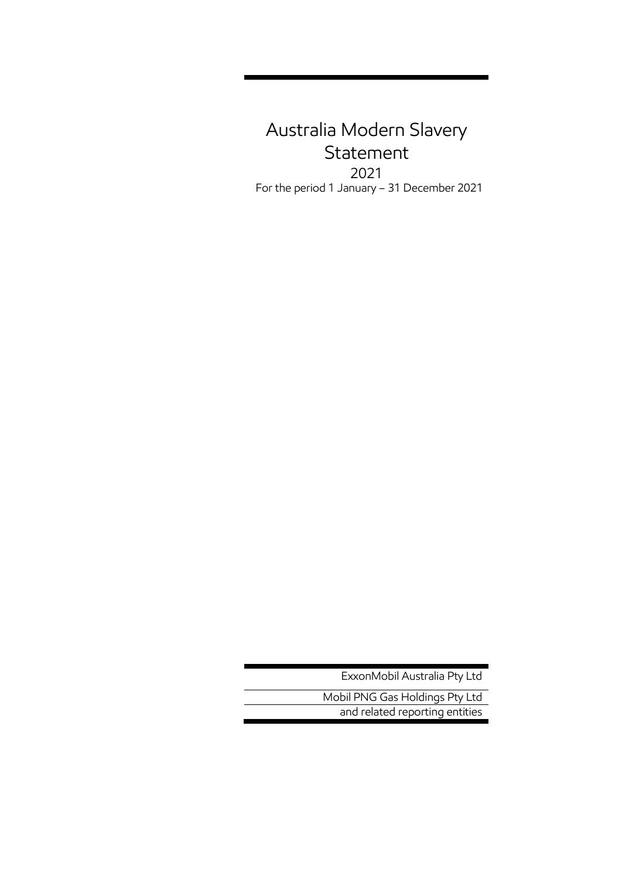# Australia Modern Slavery Statement

2021

For the period 1 January – 31 December 2021

ExxonMobil Australia Pty Ltd

Mobil PNG Gas Holdings Pty Ltd

and related reporting entities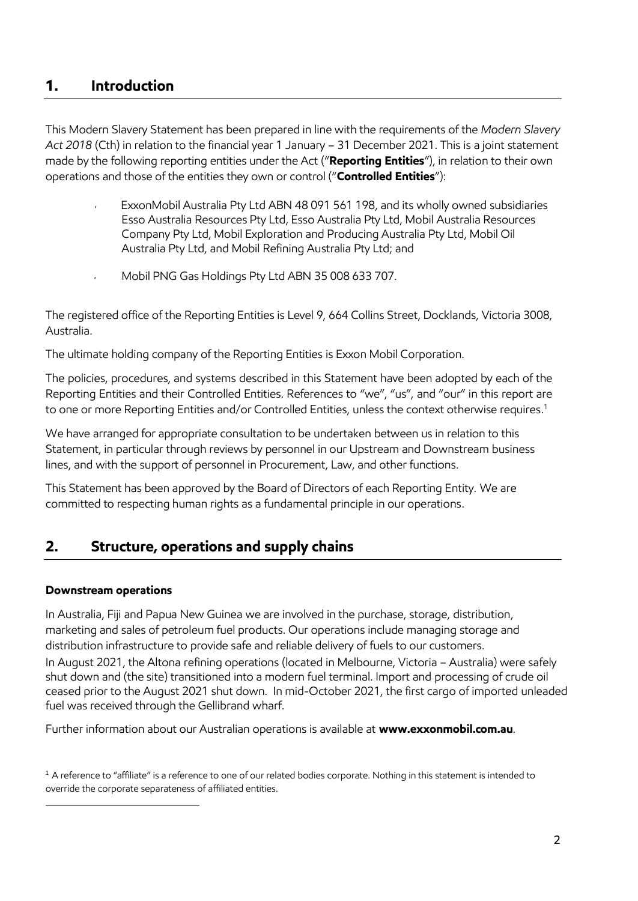## 1. Introduction

This Modern Slavery Statement has been prepared in line with the requirements of the *Modern Slavery Act 2018* (Cth) in relation to the financial year 1 January – 31 December 2021. This is a joint statement made by the following reporting entities under the Act ("**Reporting Entities**"), in relation to their own operations and those of the entities they own or control ("**Controlled Entities**"):

- ExxonMobil Australia Pty Ltd ABN 48 091 561 198, and its wholly owned subsidiaries Esso Australia Resources Pty Ltd, Esso Australia Pty Ltd, Mobil Australia Resources Company Pty Ltd, Mobil Exploration and Producing Australia Pty Ltd, Mobil Oil Australia Pty Ltd, and Mobil Refining Australia Pty Ltd; and
- Mobil PNG Gas Holdings Pty Ltd ABN 35 008 633 707.

The registered office of the Reporting Entities is Level 9, 664 Collins Street, Docklands, Victoria 3008, Australia.

The ultimate holding company of the Reporting Entities is Exxon Mobil Corporation.

The policies, procedures, and systems described in this Statement have been adopted by each of the Reporting Entities and their Controlled Entities. References to "we", "us", and "our" in this report are to one or more Reporting Entities and/or Controlled Entities, unless the context otherwise requires.[1]

We have arranged for appropriate consultation to be undertaken between us in relation to this Statement, in particular through reviews by personnel in our Upstream and Downstream business lines, and with the support of personnel in Procurement, Law, and other functions.

This Statement has been approved by the Board of Directors of each Reporting Entity. We are committed to respecting human rights as a fundamental principle in our operations.

## 2. Structure, operations and supply chains

**Downstream operations**

In Australia, Fiji and Papua New Guinea we are involved in the purchase, storage, distribution, marketing and sales of petroleum fuel products. Our operations include managing storage and distribution infrastructure to provide safe and reliable delivery of fuels to our customers.

In August 2021, the Altona refining operations (located in Melbourne, Victoria – Australia) were safely shut down and (the site) transitioned into a modern fuel terminal. Import and processing of crude oil ceased prior to the August 2021 shut down. In mid-October 2021, the first cargo of imported unleaded fuel was received through the Gellibrand wharf.

Further information about our Australian operations is available at **www.exxonmobil.com.au**.

[1] A reference to "affiliate" is a reference to one of our related bodies corporate. Nothing in this statement is intended to override the corporate separateness of affiliated entities.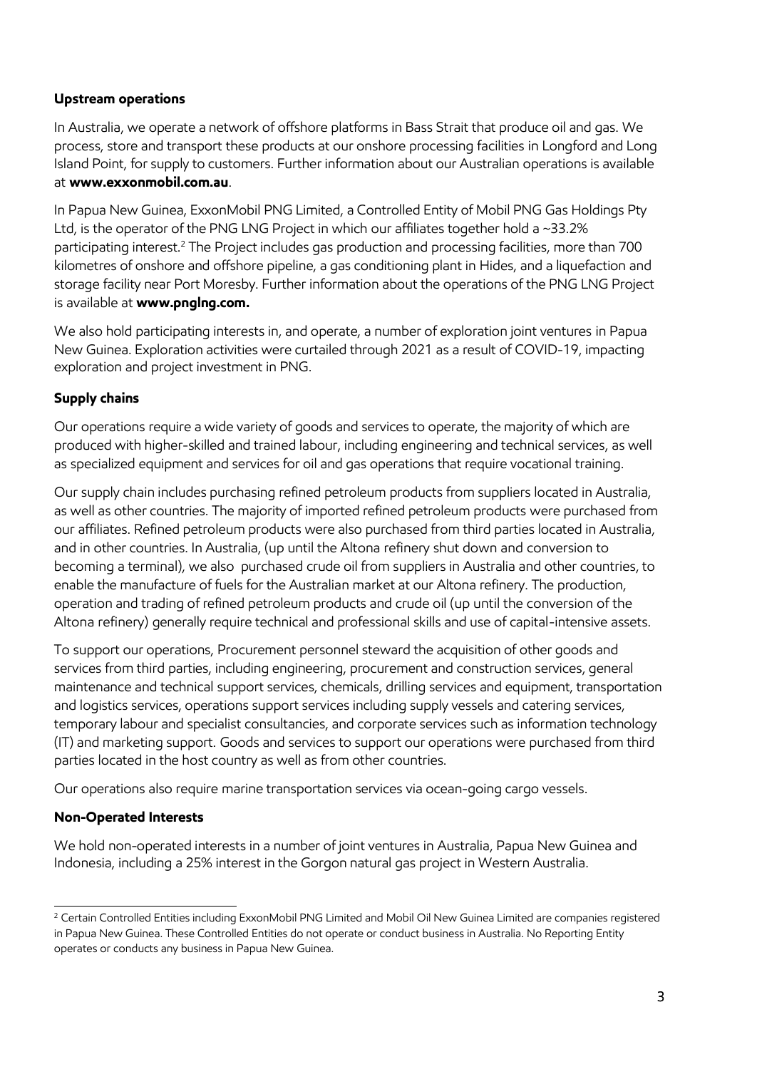**Upstream operations**

In Australia, we operate a network of offshore platforms in Bass Strait that produce oil and gas. We process, store and transport these products at our onshore processing facilities in Longford and Long Island Point, for supply to customers. Further information about our Australian operations is available at **www.exxonmobil.com.au**.

In Papua New Guinea, ExxonMobil PNG Limited, a Controlled Entity of Mobil PNG Gas Holdings Pty Ltd, is the operator of the PNG LNG Project in which our affiliates together hold a ~33.2% participating interest.[2] The Project includes gas production and processing facilities, more than 700 kilometres of onshore and offshore pipeline, a gas conditioning plant in Hides, and a liquefaction and storage facility near Port Moresby. Further information about the operations of the PNG LNG Project is available at **www.pnglng.com.**

We also hold participating interests in, and operate, a number of exploration joint ventures in Papua New Guinea. Exploration activities were curtailed through 2021 as a result of COVID-19, impacting exploration and project investment in PNG.

**Supply chains**

Our operations require a wide variety of goods and services to operate, the majority of which are produced with higher-skilled and trained labour, including engineering and technical services, as well as specialized equipment and services for oil and gas operations that require vocational training.

Our supply chain includes purchasing refined petroleum products from suppliers located in Australia, as well as other countries. The majority of imported refined petroleum products were purchased from our affiliates. Refined petroleum products were also purchased from third parties located in Australia, and in other countries. In Australia, (up until the Altona refinery shut down and conversion to becoming a terminal), we also purchased crude oil from suppliers in Australia and other countries, to enable the manufacture of fuels for the Australian market at our Altona refinery. The production, operation and trading of refined petroleum products and crude oil (up until the conversion of the Altona refinery) generally require technical and professional skills and use of capital-intensive assets.

To support our operations, Procurement personnel steward the acquisition of other goods and services from third parties, including engineering, procurement and construction services, general maintenance and technical support services, chemicals, drilling services and equipment, transportation and logistics services, operations support services including supply vessels and catering services, temporary labour and specialist consultancies, and corporate services such as information technology (IT) and marketing support. Goods and services to support our operations were purchased from third parties located in the host country as well as from other countries.

Our operations also require marine transportation services via ocean-going cargo vessels.

**Non-Operated Interests**

We hold non-operated interests in a number of joint ventures in Australia, Papua New Guinea and Indonesia, including a 25% interest in the Gorgon natural gas project in Western Australia.

---

[2] Certain Controlled Entities including ExxonMobil PNG Limited and Mobil Oil New Guinea Limited are companies registered in Papua New Guinea. These Controlled Entities do not operate or conduct business in Australia. No Reporting Entity operates or conducts any business in Papua New Guinea.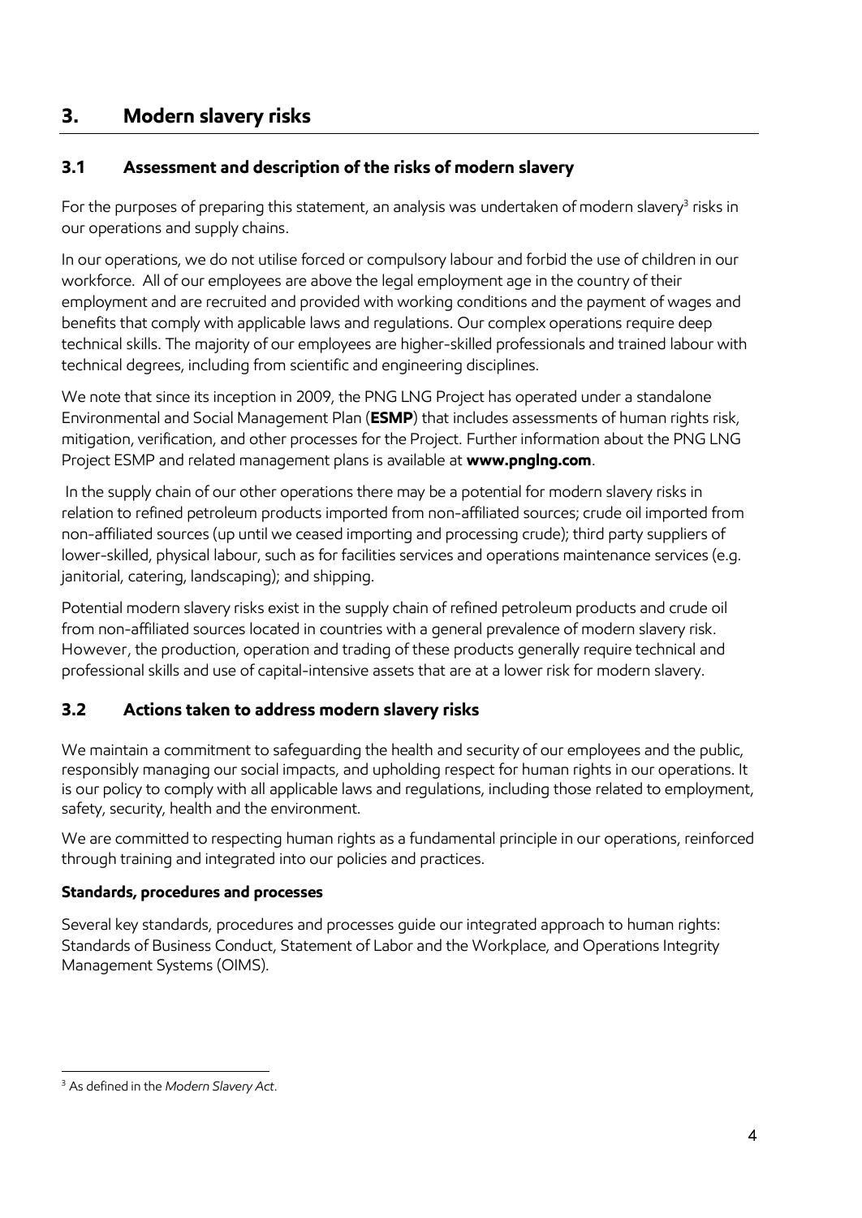# 3. Modern slavery risks

## 3.1 Assessment and description of the risks of modern slavery

For the purposes of preparing this statement, an analysis was undertaken of modern slavery[3] risks in our operations and supply chains.

In our operations, we do not utilise forced or compulsory labour and forbid the use of children in our workforce. All of our employees are above the legal employment age in the country of their employment and are recruited and provided with working conditions and the payment of wages and benefits that comply with applicable laws and regulations. Our complex operations require deep technical skills. The majority of our employees are higher-skilled professionals and trained labour with technical degrees, including from scientific and engineering disciplines.

We note that since its inception in 2009, the PNG LNG Project has operated under a standalone Environmental and Social Management Plan (**ESMP**) that includes assessments of human rights risk, mitigation, verification, and other processes for the Project. Further information about the PNG LNG Project ESMP and related management plans is available at **www.pnglng.com**.

In the supply chain of our other operations there may be a potential for modern slavery risks in relation to refined petroleum products imported from non-affiliated sources; crude oil imported from non-affiliated sources (up until we ceased importing and processing crude); third party suppliers of lower-skilled, physical labour, such as for facilities services and operations maintenance services (e.g. janitorial, catering, landscaping); and shipping.

Potential modern slavery risks exist in the supply chain of refined petroleum products and crude oil from non-affiliated sources located in countries with a general prevalence of modern slavery risk. However, the production, operation and trading of these products generally require technical and professional skills and use of capital-intensive assets that are at a lower risk for modern slavery.

## 3.2 Actions taken to address modern slavery risks

We maintain a commitment to safeguarding the health and security of our employees and the public, responsibly managing our social impacts, and upholding respect for human rights in our operations. It is our policy to comply with all applicable laws and regulations, including those related to employment, safety, security, health and the environment.

We are committed to respecting human rights as a fundamental principle in our operations, reinforced through training and integrated into our policies and practices.

**Standards, procedures and processes**

Several key standards, procedures and processes guide our integrated approach to human rights: Standards of Business Conduct, Statement of Labor and the Workplace, and Operations Integrity Management Systems (OIMS).

---

[3] As defined in the *Modern Slavery Act*.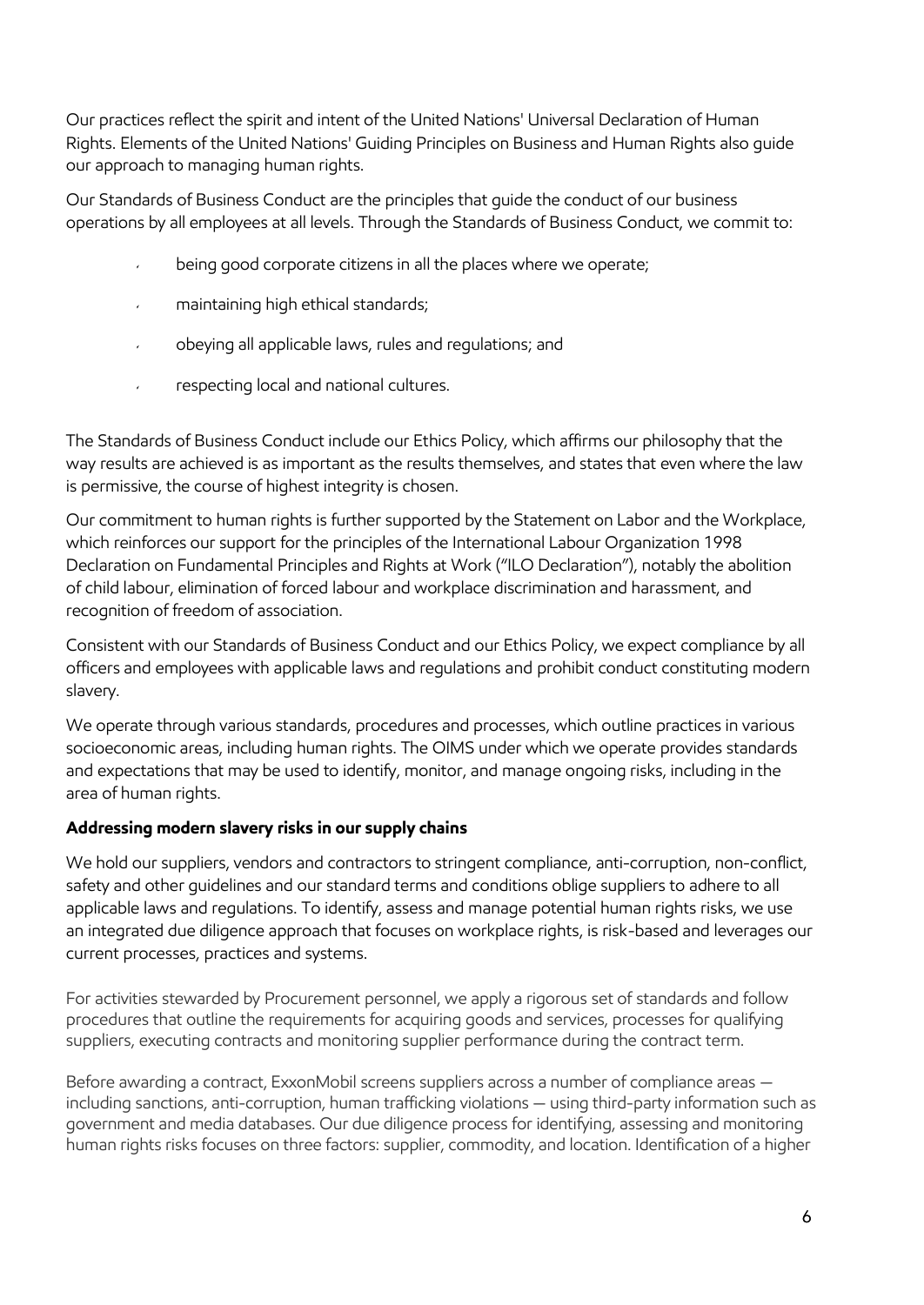Our practices reflect the spirit and intent of the United Nations' Universal Declaration of Human Rights. Elements of the United Nations' Guiding Principles on Business and Human Rights also guide our approach to managing human rights.

Our Standards of Business Conduct are the principles that guide the conduct of our business operations by all employees at all levels. Through the Standards of Business Conduct, we commit to:

- being good corporate citizens in all the places where we operate;
- maintaining high ethical standards;
- obeying all applicable laws, rules and regulations; and
- respecting local and national cultures.

The Standards of Business Conduct include our Ethics Policy, which affirms our philosophy that the way results are achieved is as important as the results themselves, and states that even where the law is permissive, the course of highest integrity is chosen.

Our commitment to human rights is further supported by the Statement on Labor and the Workplace, which reinforces our support for the principles of the International Labour Organization 1998 Declaration on Fundamental Principles and Rights at Work ("ILO Declaration"), notably the abolition of child labour, elimination of forced labour and workplace discrimination and harassment, and recognition of freedom of association.

Consistent with our Standards of Business Conduct and our Ethics Policy, we expect compliance by all officers and employees with applicable laws and regulations and prohibit conduct constituting modern slavery.

We operate through various standards, procedures and processes, which outline practices in various socioeconomic areas, including human rights. The OIMS under which we operate provides standards and expectations that may be used to identify, monitor, and manage ongoing risks, including in the area of human rights.

**Addressing modern slavery risks in our supply chains**

We hold our suppliers, vendors and contractors to stringent compliance, anti-corruption, non-conflict, safety and other guidelines and our standard terms and conditions oblige suppliers to adhere to all applicable laws and regulations. To identify, assess and manage potential human rights risks, we use an integrated due diligence approach that focuses on workplace rights, is risk-based and leverages our current processes, practices and systems.

For activities stewarded by Procurement personnel, we apply a rigorous set of standards and follow procedures that outline the requirements for acquiring goods and services, processes for qualifying suppliers, executing contracts and monitoring supplier performance during the contract term.

Before awarding a contract, ExxonMobil screens suppliers across a number of compliance areas — including sanctions, anti-corruption, human trafficking violations — using third-party information such as government and media databases. Our due diligence process for identifying, assessing and monitoring human rights risks focuses on three factors: supplier, commodity, and location. Identification of a higher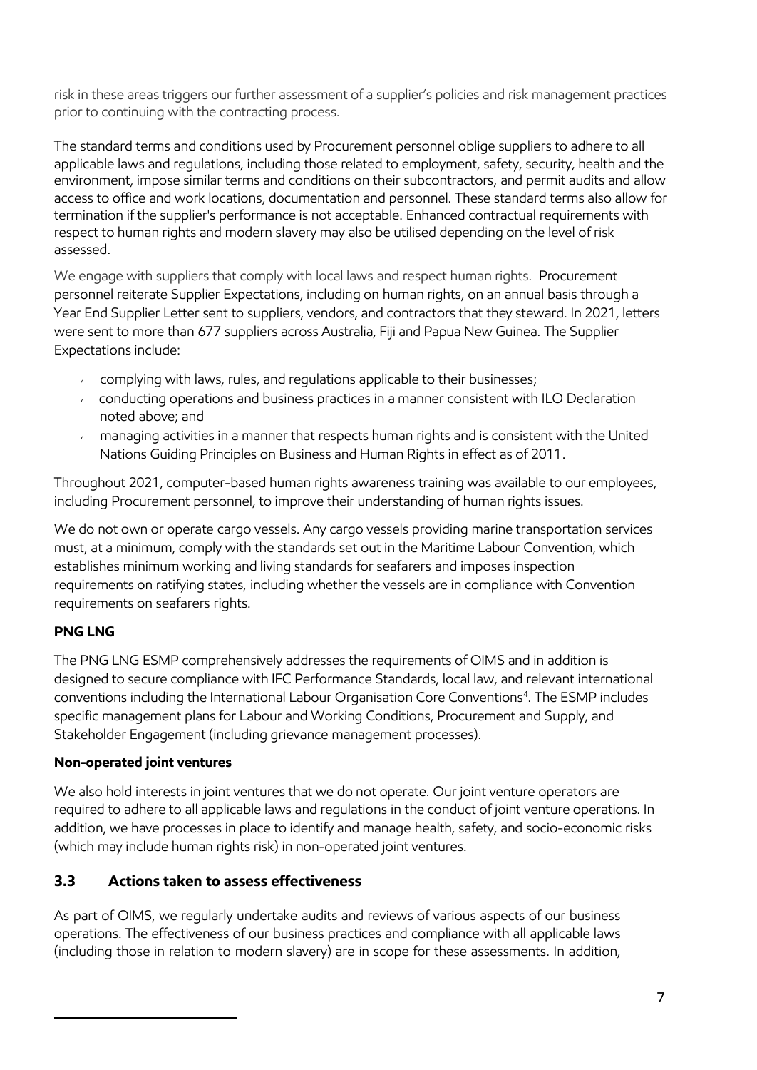risk in these areas triggers our further assessment of a supplier's policies and risk management practices prior to continuing with the contracting process.

The standard terms and conditions used by Procurement personnel oblige suppliers to adhere to all applicable laws and regulations, including those related to employment, safety, security, health and the environment, impose similar terms and conditions on their subcontractors, and permit audits and allow access to office and work locations, documentation and personnel. These standard terms also allow for termination if the supplier's performance is not acceptable. Enhanced contractual requirements with respect to human rights and modern slavery may also be utilised depending on the level of risk assessed.

We engage with suppliers that comply with local laws and respect human rights. Procurement personnel reiterate Supplier Expectations, including on human rights, on an annual basis through a Year End Supplier Letter sent to suppliers, vendors, and contractors that they steward. In 2021, letters were sent to more than 677 suppliers across Australia, Fiji and Papua New Guinea. The Supplier Expectations include:

- complying with laws, rules, and regulations applicable to their businesses;
- conducting operations and business practices in a manner consistent with ILO Declaration noted above; and
- managing activities in a manner that respects human rights and is consistent with the United Nations Guiding Principles on Business and Human Rights in effect as of 2011.

Throughout 2021, computer-based human rights awareness training was available to our employees, including Procurement personnel, to improve their understanding of human rights issues.

We do not own or operate cargo vessels. Any cargo vessels providing marine transportation services must, at a minimum, comply with the standards set out in the Maritime Labour Convention, which establishes minimum working and living standards for seafarers and imposes inspection requirements on ratifying states, including whether the vessels are in compliance with Convention requirements on seafarers rights.

**PNG LNG**

The PNG LNG ESMP comprehensively addresses the requirements of OIMS and in addition is designed to secure compliance with IFC Performance Standards, local law, and relevant international conventions including the International Labour Organisation Core Conventions[4]. The ESMP includes specific management plans for Labour and Working Conditions, Procurement and Supply, and Stakeholder Engagement (including grievance management processes).

**Non-operated joint ventures**

We also hold interests in joint ventures that we do not operate. Our joint venture operators are required to adhere to all applicable laws and regulations in the conduct of joint venture operations. In addition, we have processes in place to identify and manage health, safety, and socio-economic risks (which may include human rights risk) in non-operated joint ventures.

## 3.3 Actions taken to assess effectiveness

As part of OIMS, we regularly undertake audits and reviews of various aspects of our business operations. The effectiveness of our business practices and compliance with all applicable laws (including those in relation to modern slavery) are in scope for these assessments. In addition,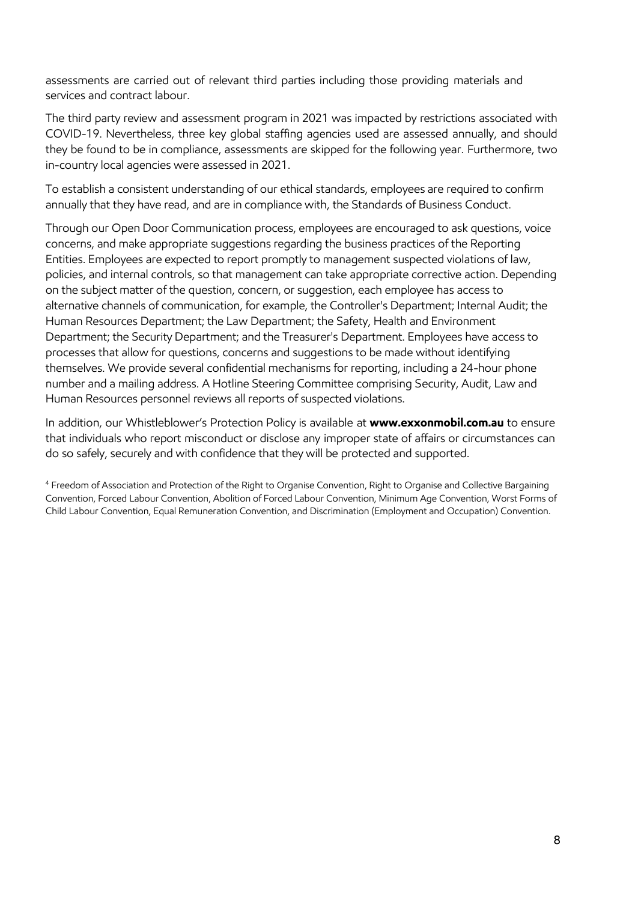assessments are carried out of relevant third parties including those providing materials and services and contract labour.

The third party review and assessment program in 2021 was impacted by restrictions associated with COVID-19. Nevertheless, three key global staffing agencies used are assessed annually, and should they be found to be in compliance, assessments are skipped for the following year. Furthermore, two in-country local agencies were assessed in 2021.

To establish a consistent understanding of our ethical standards, employees are required to confirm annually that they have read, and are in compliance with, the Standards of Business Conduct.

Through our Open Door Communication process, employees are encouraged to ask questions, voice concerns, and make appropriate suggestions regarding the business practices of the Reporting Entities. Employees are expected to report promptly to management suspected violations of law, policies, and internal controls, so that management can take appropriate corrective action. Depending on the subject matter of the question, concern, or suggestion, each employee has access to alternative channels of communication, for example, the Controller's Department; Internal Audit; the Human Resources Department; the Law Department; the Safety, Health and Environment Department; the Security Department; and the Treasurer's Department. Employees have access to processes that allow for questions, concerns and suggestions to be made without identifying themselves. We provide several confidential mechanisms for reporting, including a 24-hour phone number and a mailing address. A Hotline Steering Committee comprising Security, Audit, Law and Human Resources personnel reviews all reports of suspected violations.

In addition, our Whistleblower's Protection Policy is available at **www.exxonmobil.com.au** to ensure that individuals who report misconduct or disclose any improper state of affairs or circumstances can do so safely, securely and with confidence that they will be protected and supported.

[4] Freedom of Association and Protection of the Right to Organise Convention, Right to Organise and Collective Bargaining Convention, Forced Labour Convention, Abolition of Forced Labour Convention, Minimum Age Convention, Worst Forms of Child Labour Convention, Equal Remuneration Convention, and Discrimination (Employment and Occupation) Convention.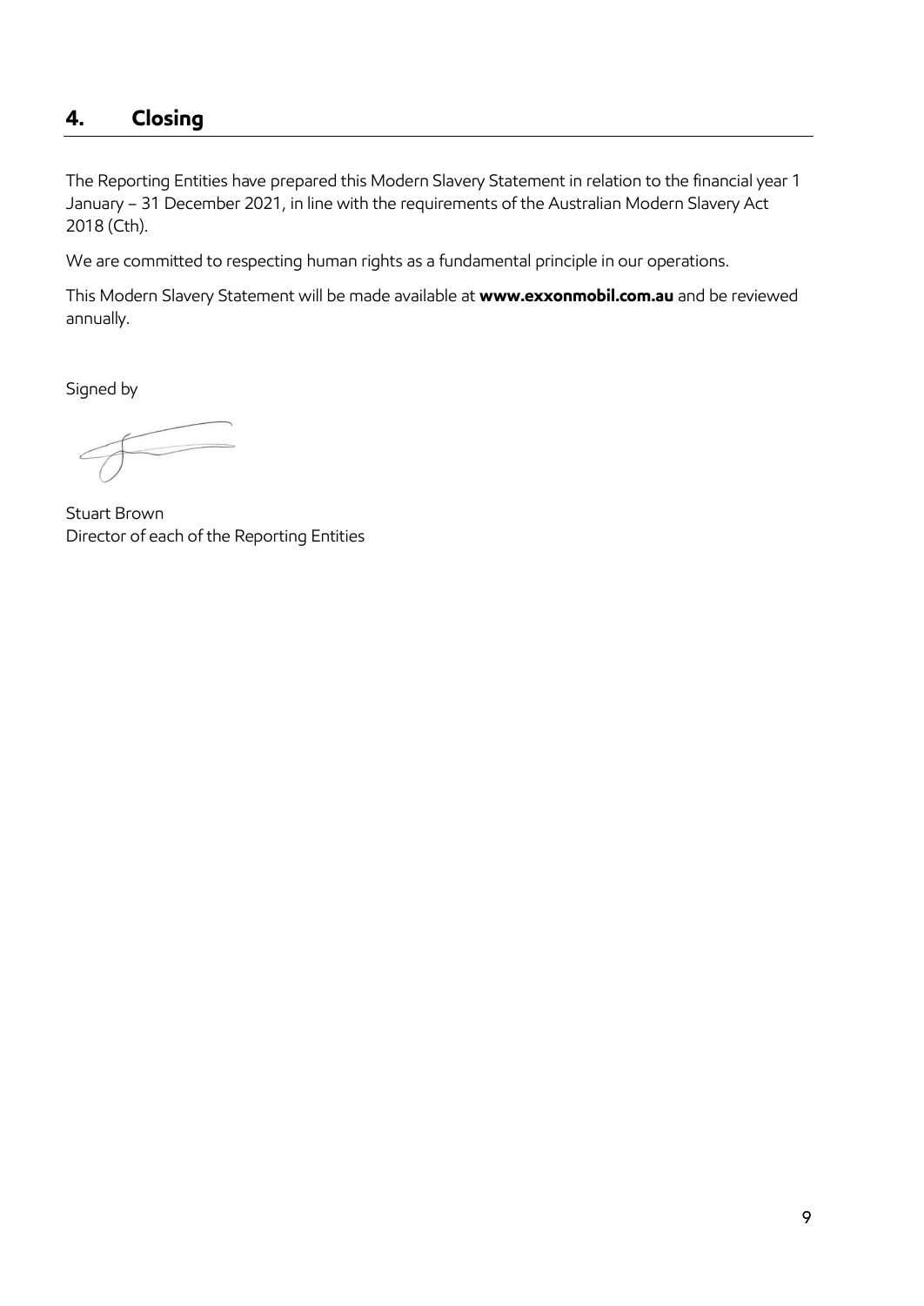## 4. Closing

The Reporting Entities have prepared this Modern Slavery Statement in relation to the financial year 1 January – 31 December 2021, in line with the requirements of the Australian Modern Slavery Act 2018 (Cth).

We are committed to respecting human rights as a fundamental principle in our operations.

This Modern Slavery Statement will be made available at **www.exxonmobil.com.au** and be reviewed annually.

Signed by

Stuart Brown
Director of each of the Reporting Entities